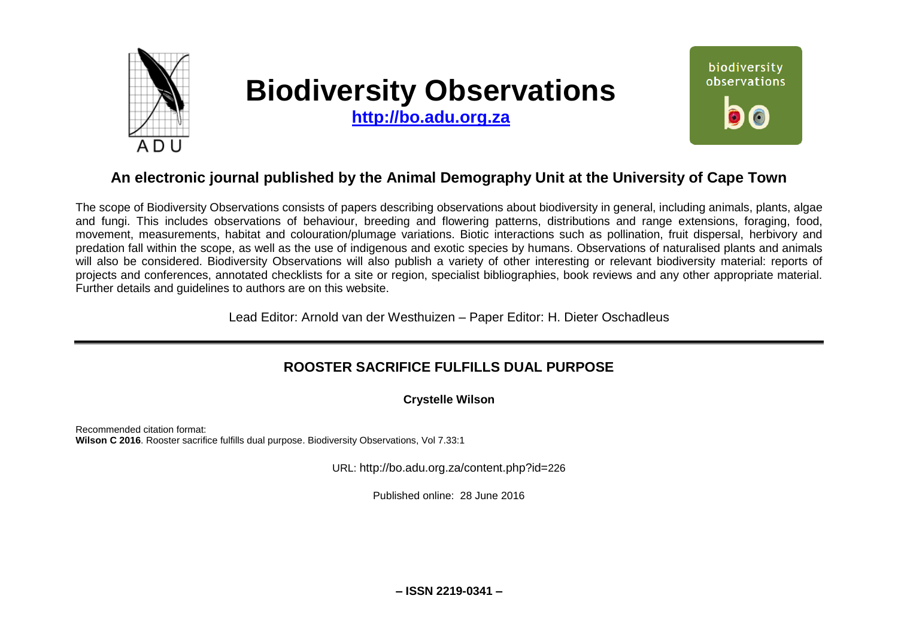# Biodiversity Observations

**http://bo.adu.org.za**

## An electronic journal published by the Animal Demography Unit at the University of Cape Town

The scope of Biodiversity Observations consists of papers describing observations about biodiversity in general, including animals, plants, algae and fungi. This includes observations of behaviour, breeding and flowering patterns, distributions and range extensions, foraging, food, movement, measurements, habitat and colouration/plumage variations. Biotic interactions such as pollination, fruit dispersal, herbivory and predation fall within the scope, as well as the use of indigenous and exotic species by humans. Observations of naturalised plants and animals will also be considered. Biodiversity Observations will also publish a variety of other interesting or relevant biodiversity material: reports of projects and conferences, annotated checklists for a site or region, specialist bibliographies, book reviews and any other appropriate material. Further details and guidelines to authors are on this website.

Lead Editor: Arnold van der Westhuizen – Paper Editor: H. Dieter Oschadleus

---

## ROOSTER SACRIFICE FULFILLS DUAL PURPOSE

**Crystelle Wilson**

Recommended citation format:
**Wilson C 2016**. Rooster sacrifice fulfills dual purpose. Biodiversity Observations, Vol 7.33:1

URL: http://bo.adu.org.za/content.php?id=226

Published online: 28 June 2016

**– ISSN 2219-0341 –**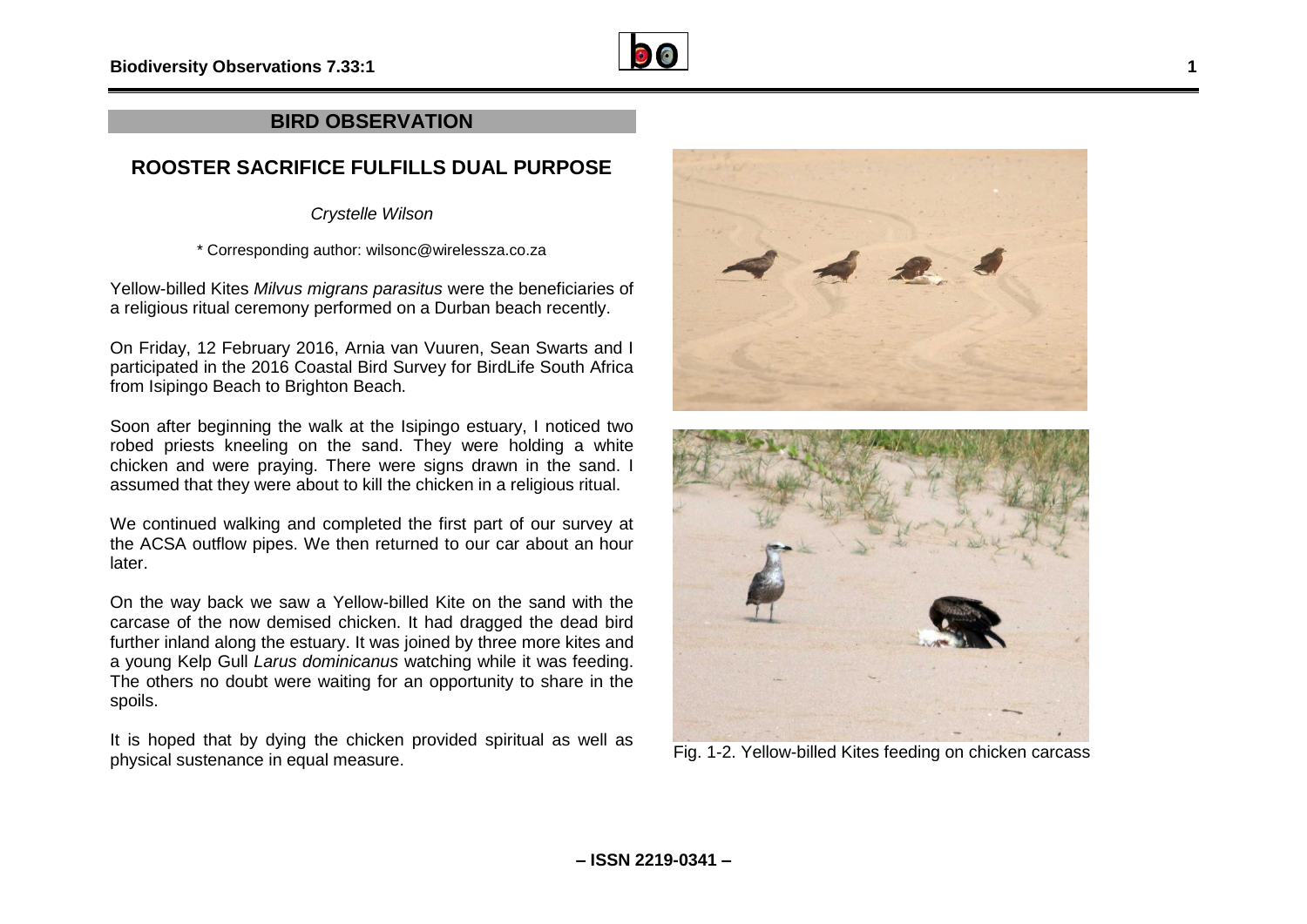## BIRD OBSERVATION

# ROOSTER SACRIFICE FULFILLS DUAL PURPOSE

*Crystelle Wilson*

\* Corresponding author: wilsonc@wirelessza.co.za

Yellow-billed Kites *Milvus migrans parasitus* were the beneficiaries of a religious ritual ceremony performed on a Durban beach recently.

On Friday, 12 February 2016, Arnia van Vuuren, Sean Swarts and I participated in the 2016 Coastal Bird Survey for BirdLife South Africa from Isipingo Beach to Brighton Beach.

Soon after beginning the walk at the Isipingo estuary, I noticed two robed priests kneeling on the sand. They were holding a white chicken and were praying. There were signs drawn in the sand. I assumed that they were about to kill the chicken in a religious ritual.

We continued walking and completed the first part of our survey at the ACSA outflow pipes. We then returned to our car about an hour later.

On the way back we saw a Yellow-billed Kite on the sand with the carcase of the now demised chicken. It had dragged the dead bird further inland along the estuary. It was joined by three more kites and a young Kelp Gull *Larus dominicanus* watching while it was feeding. The others no doubt were waiting for an opportunity to share in the spoils.

It is hoped that by dying the chicken provided spiritual as well as physical sustenance in equal measure.

Fig. 1-2. Yellow-billed Kites feeding on chicken carcass